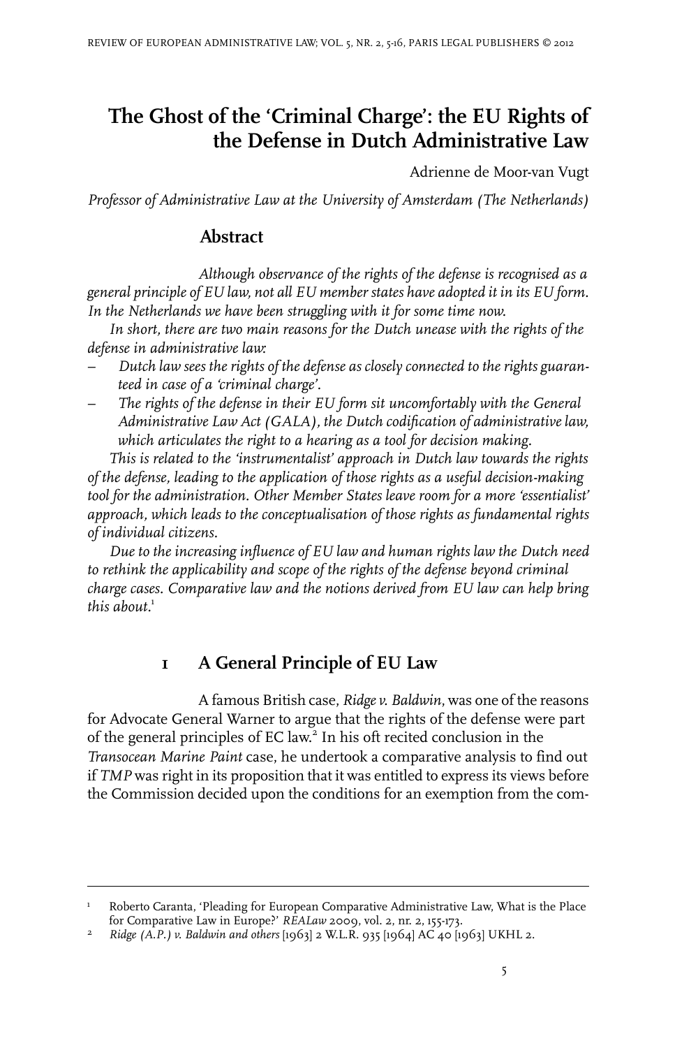# The Ghost of the 'Criminal Charge': the EU Rights of the Defense in Dutch Administrative Law

Adrienne de Moor-van Vugt

*Professor of Administrative Law at the University of Amsterdam (The Netherlands)*

## Abstract

*Although observance of the rights of the defense is recognised as a general principle of EU law, not all EU member states have adopted it in its EU form. In the Netherlands we have been struggling with it for some time now.*

*In short, there are two main reasons for the Dutch unease with the rights of the defense in administrative law:*

- *Dutch law sees the rights of the defense as closely connected to the rights guaranteed in case of a 'criminal charge'.*
- *The rights of the defense in their EU form sit uncomfortably with the General Administrative Law Act (GALA), the Dutch codification of administrative law, which articulates the right to a hearing as a tool for decision making.*

*This is related to the 'instrumentalist' approach in Dutch law towards the rights of the defense, leading to the application of those rights as a useful decision-making tool for the administration. Other Member States leave room for a more 'essentialist' approach, which leads to the conceptualisation of those rights as fundamental rights of individual citizens.*

*Due to the increasing influence of EU law and human rights law the Dutch need to rethink the applicability and scope of the rights of the defense beyond criminal charge cases. Comparative law and the notions derived from EU law can help bring this about.*[1]

## 1 A General Principle of EU Law

A famous British case, *Ridge v. Baldwin*, was one of the reasons for Advocate General Warner to argue that the rights of the defense were part of the general principles of EC law.[2] In his oft recited conclusion in the *Transocean Marine Paint* case, he undertook a comparative analysis to find out if *TMP* was right in its proposition that it was entitled to express its views before the Commission decided upon the conditions for an exemption from the com-

---

[1] Roberto Caranta, 'Pleading for European Comparative Administrative Law, What is the Place for Comparative Law in Europe?' *REALaw* 2009, vol. 2, nr. 2, 155-173.

[2] *Ridge (A.P.) v. Baldwin and others* [1963] 2 W.L.R. 935 [1964] AC 40 [1963] UKHL 2.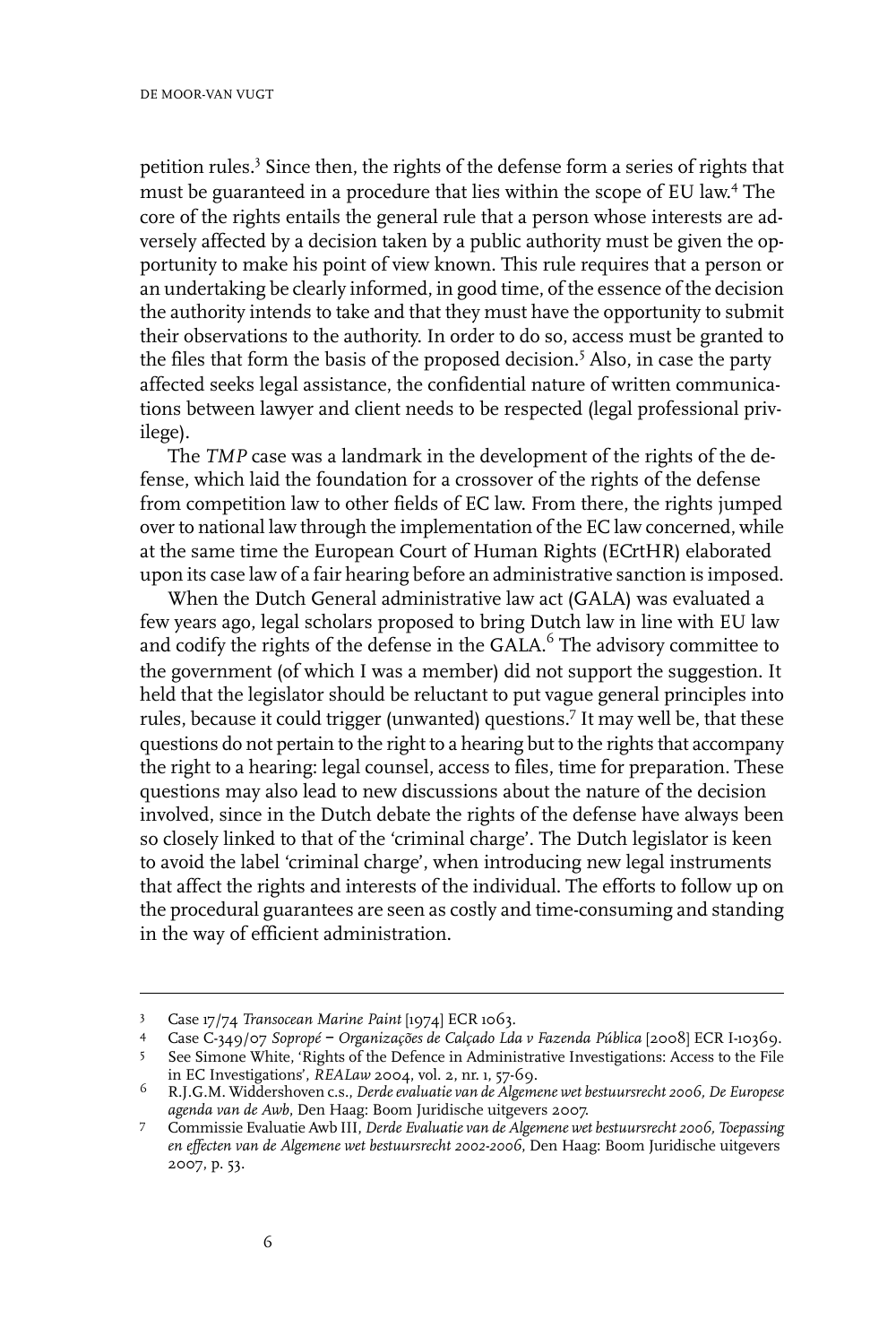petition rules.[3] Since then, the rights of the defense form a series of rights that must be guaranteed in a procedure that lies within the scope of EU law.[4] The core of the rights entails the general rule that a person whose interests are adversely affected by a decision taken by a public authority must be given the opportunity to make his point of view known. This rule requires that a person or an undertaking be clearly informed, in good time, of the essence of the decision the authority intends to take and that they must have the opportunity to submit their observations to the authority. In order to do so, access must be granted to the files that form the basis of the proposed decision.[5] Also, in case the party affected seeks legal assistance, the confidential nature of written communications between lawyer and client needs to be respected (legal professional privilege).

The *TMP* case was a landmark in the development of the rights of the defense, which laid the foundation for a crossover of the rights of the defense from competition law to other fields of EC law. From there, the rights jumped over to national law through the implementation of the EC law concerned, while at the same time the European Court of Human Rights (ECrtHR) elaborated upon its case law of a fair hearing before an administrative sanction is imposed.

When the Dutch General administrative law act (GALA) was evaluated a few years ago, legal scholars proposed to bring Dutch law in line with EU law and codify the rights of the defense in the GALA.[6] The advisory committee to the government (of which I was a member) did not support the suggestion. It held that the legislator should be reluctant to put vague general principles into rules, because it could trigger (unwanted) questions.[7] It may well be, that these questions do not pertain to the right to a hearing but to the rights that accompany the right to a hearing: legal counsel, access to files, time for preparation. These questions may also lead to new discussions about the nature of the decision involved, since in the Dutch debate the rights of the defense have always been so closely linked to that of the 'criminal charge'. The Dutch legislator is keen to avoid the label 'criminal charge', when introducing new legal instruments that affect the rights and interests of the individual. The efforts to follow up on the procedural guarantees are seen as costly and time-consuming and standing in the way of efficient administration.

---

3 Case 17/74 *Transocean Marine Paint* [1974] ECR 1063.

4 Case C-349/07 *Sopropé – Organizações de Calçado Lda v Fazenda Pública* [2008] ECR I-10369.

5 See Simone White, 'Rights of the Defence in Administrative Investigations: Access to the File in EC Investigations', *REALaw* 2004, vol. 2, nr. 1, 57-69.

6 R.J.G.M. Widdershoven c.s., *Derde evaluatie van de Algemene wet bestuursrecht 2006, De Europese agenda van de Awb*, Den Haag: Boom Juridische uitgevers 2007.

7 Commissie Evaluatie Awb III, *Derde Evaluatie van de Algemene wet bestuursrecht 2006, Toepassing en effecten van de Algemene wet bestuursrecht 2002-2006*, Den Haag: Boom Juridische uitgevers 2007, p. 53.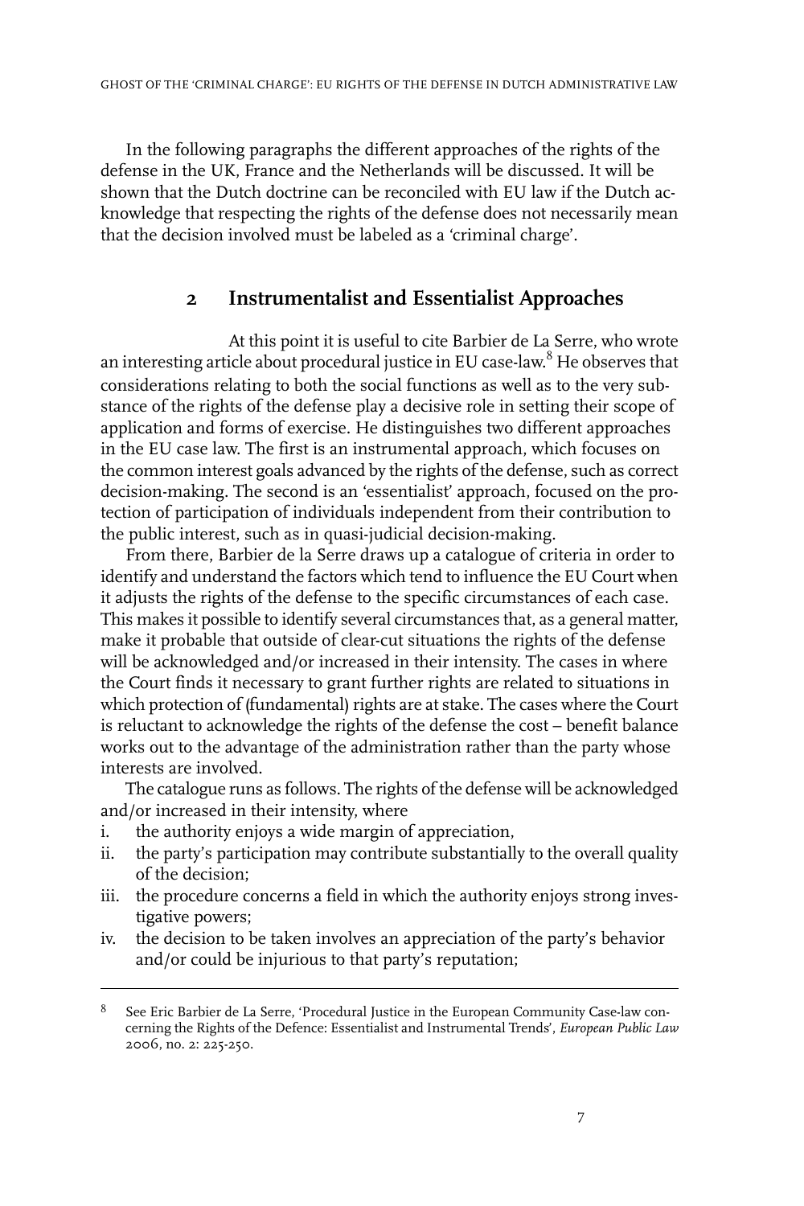In the following paragraphs the different approaches of the rights of the defense in the UK, France and the Netherlands will be discussed. It will be shown that the Dutch doctrine can be reconciled with EU law if the Dutch acknowledge that respecting the rights of the defense does not necessarily mean that the decision involved must be labeled as a 'criminal charge'.

## 2 Instrumentalist and Essentialist Approaches

At this point it is useful to cite Barbier de La Serre, who wrote an interesting article about procedural justice in EU case-law.[8] He observes that considerations relating to both the social functions as well as to the very substance of the rights of the defense play a decisive role in setting their scope of application and forms of exercise. He distinguishes two different approaches in the EU case law. The first is an instrumental approach, which focuses on the common interest goals advanced by the rights of the defense, such as correct decision-making. The second is an 'essentialist' approach, focused on the protection of participation of individuals independent from their contribution to the public interest, such as in quasi-judicial decision-making.

From there, Barbier de la Serre draws up a catalogue of criteria in order to identify and understand the factors which tend to influence the EU Court when it adjusts the rights of the defense to the specific circumstances of each case. This makes it possible to identify several circumstances that, as a general matter, make it probable that outside of clear-cut situations the rights of the defense will be acknowledged and/or increased in their intensity. The cases in where the Court finds it necessary to grant further rights are related to situations in which protection of (fundamental) rights are at stake. The cases where the Court is reluctant to acknowledge the rights of the defense the cost – benefit balance works out to the advantage of the administration rather than the party whose interests are involved.

The catalogue runs as follows. The rights of the defense will be acknowledged and/or increased in their intensity, where

i. the authority enjoys a wide margin of appreciation,
ii. the party's participation may contribute substantially to the overall quality of the decision;
iii. the procedure concerns a field in which the authority enjoys strong investigative powers;
iv. the decision to be taken involves an appreciation of the party's behavior and/or could be injurious to that party's reputation;

---

[8] See Eric Barbier de La Serre, 'Procedural Justice in the European Community Case-law concerning the Rights of the Defence: Essentialist and Instrumental Trends', *European Public Law* 2006, no. 2: 225-250.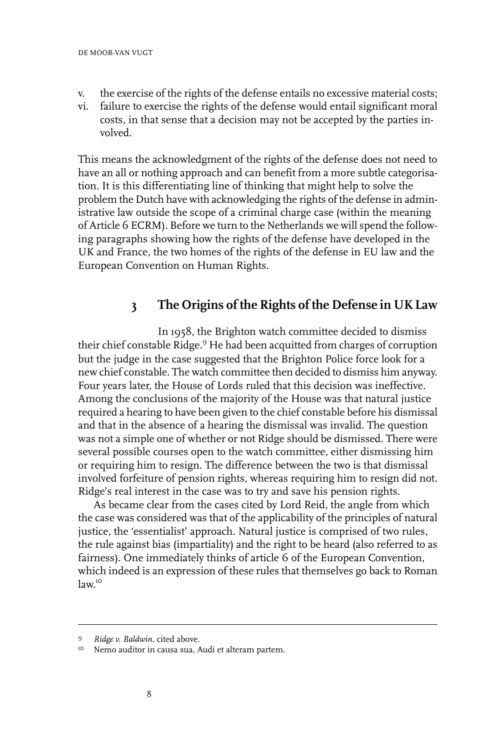v. the exercise of the rights of the defense entails no excessive material costs;
vi. failure to exercise the rights of the defense would entail significant moral costs, in that sense that a decision may not be accepted by the parties involved.

This means the acknowledgment of the rights of the defense does not need to have an all or nothing approach and can benefit from a more subtle categorisation. It is this differentiating line of thinking that might help to solve the problem the Dutch have with acknowledging the rights of the defense in administrative law outside the scope of a criminal charge case (within the meaning of Article 6 ECRM). Before we turn to the Netherlands we will spend the following paragraphs showing how the rights of the defense have developed in the UK and France, the two homes of the rights of the defense in EU law and the European Convention on Human Rights.

## 3 The Origins of the Rights of the Defense in UK Law

In 1958, the Brighton watch committee decided to dismiss their chief constable Ridge.[9] He had been acquitted from charges of corruption but the judge in the case suggested that the Brighton Police force look for a new chief constable. The watch committee then decided to dismiss him anyway. Four years later, the House of Lords ruled that this decision was ineffective. Among the conclusions of the majority of the House was that natural justice required a hearing to have been given to the chief constable before his dismissal and that in the absence of a hearing the dismissal was invalid. The question was not a simple one of whether or not Ridge should be dismissed. There were several possible courses open to the watch committee, either dismissing him or requiring him to resign. The difference between the two is that dismissal involved forfeiture of pension rights, whereas requiring him to resign did not. Ridge's real interest in the case was to try and save his pension rights.

As became clear from the cases cited by Lord Reid, the angle from which the case was considered was that of the applicability of the principles of natural justice, the 'essentialist' approach. Natural justice is comprised of two rules, the rule against bias (impartiality) and the right to be heard (also referred to as fairness). One immediately thinks of article 6 of the European Convention, which indeed is an expression of these rules that themselves go back to Roman law.[10]

---

[9] *Ridge v. Baldwin*, cited above.

[10] Nemo auditor in causa sua, Audi et alteram partem.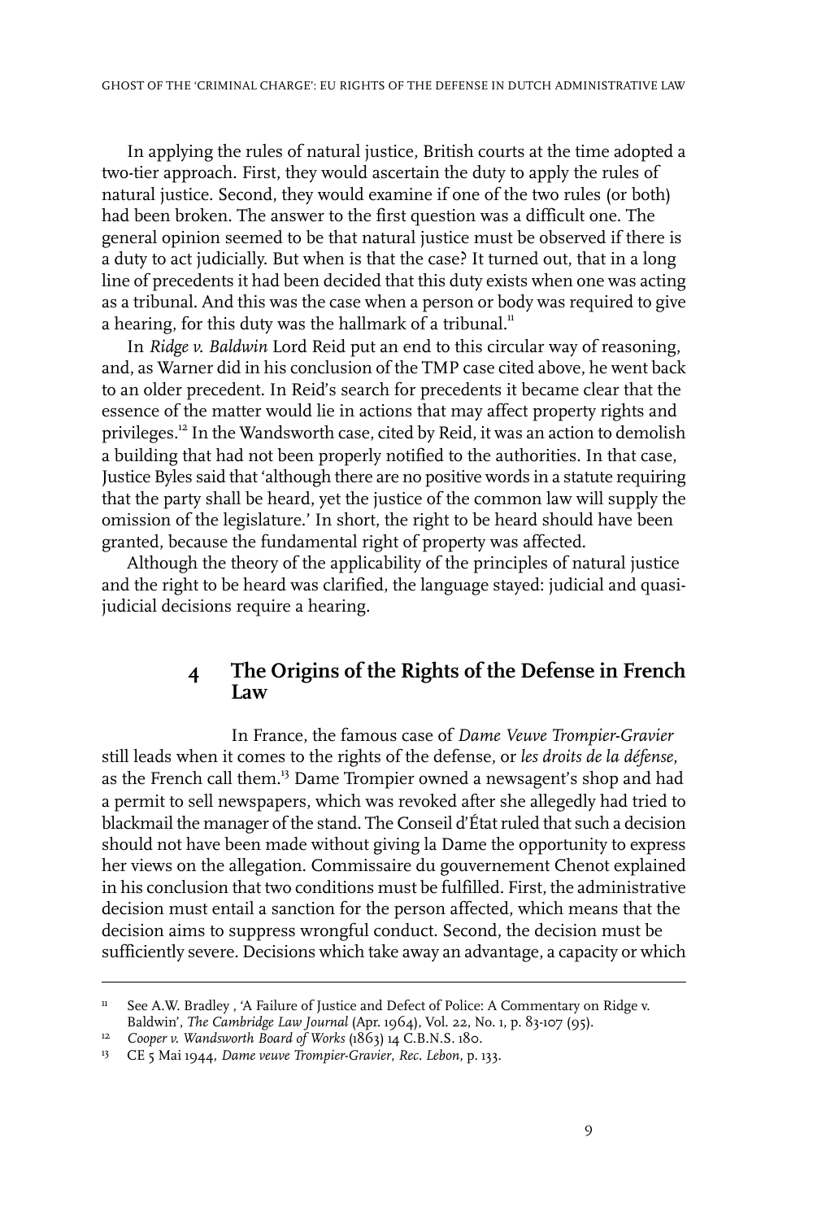In applying the rules of natural justice, British courts at the time adopted a two-tier approach. First, they would ascertain the duty to apply the rules of natural justice. Second, they would examine if one of the two rules (or both) had been broken. The answer to the first question was a difficult one. The general opinion seemed to be that natural justice must be observed if there is a duty to act judicially. But when is that the case? It turned out, that in a long line of precedents it had been decided that this duty exists when one was acting as a tribunal. And this was the case when a person or body was required to give a hearing, for this duty was the hallmark of a tribunal.[11]

In *Ridge v. Baldwin* Lord Reid put an end to this circular way of reasoning, and, as Warner did in his conclusion of the TMP case cited above, he went back to an older precedent. In Reid's search for precedents it became clear that the essence of the matter would lie in actions that may affect property rights and privileges.[12] In the Wandsworth case, cited by Reid, it was an action to demolish a building that had not been properly notified to the authorities. In that case, Justice Byles said that 'although there are no positive words in a statute requiring that the party shall be heard, yet the justice of the common law will supply the omission of the legislature.' In short, the right to be heard should have been granted, because the fundamental right of property was affected.

Although the theory of the applicability of the principles of natural justice and the right to be heard was clarified, the language stayed: judicial and quasi-judicial decisions require a hearing.

## 4 The Origins of the Rights of the Defense in French Law

In France, the famous case of *Dame Veuve Trompier-Gravier* still leads when it comes to the rights of the defense, or *les droits de la défense*, as the French call them.[13] Dame Trompier owned a newsagent's shop and had a permit to sell newspapers, which was revoked after she allegedly had tried to blackmail the manager of the stand. The Conseil d'État ruled that such a decision should not have been made without giving la Dame the opportunity to express her views on the allegation. Commissaire du gouvernement Chenot explained in his conclusion that two conditions must be fulfilled. First, the administrative decision must entail a sanction for the person affected, which means that the decision aims to suppress wrongful conduct. Second, the decision must be sufficiently severe. Decisions which take away an advantage, a capacity or which

---

[11] See A.W. Bradley , 'A Failure of Justice and Defect of Police: A Commentary on Ridge v. Baldwin', *The Cambridge Law Journal* (Apr. 1964), Vol. 22, No. 1, p. 83-107 (95).

[12] *Cooper v. Wandsworth Board of Works* (1863) 14 C.B.N.S. 180.

[13] CE 5 Mai 1944, *Dame veuve Trompier-Gravier*, *Rec. Lebon*, p. 133.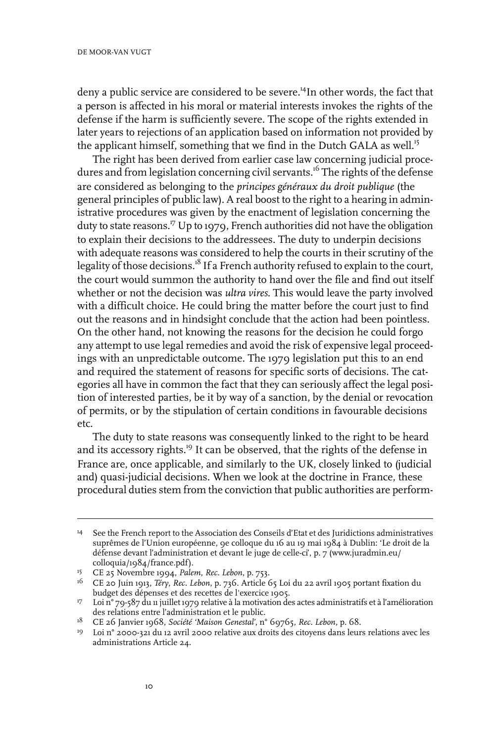deny a public service are considered to be severe.[14]In other words, the fact that a person is affected in his moral or material interests invokes the rights of the defense if the harm is sufficiently severe. The scope of the rights extended in later years to rejections of an application based on information not provided by the applicant himself, something that we find in the Dutch GALA as well.[15]

The right has been derived from earlier case law concerning judicial procedures and from legislation concerning civil servants.[16] The rights of the defense are considered as belonging to the *principes généraux du droit publique* (the general principles of public law). A real boost to the right to a hearing in administrative procedures was given by the enactment of legislation concerning the duty to state reasons.[17] Up to 1979, French authorities did not have the obligation to explain their decisions to the addressees. The duty to underpin decisions with adequate reasons was considered to help the courts in their scrutiny of the legality of those decisions.[18] If a French authority refused to explain to the court, the court would summon the authority to hand over the file and find out itself whether or not the decision was *ultra vires*. This would leave the party involved with a difficult choice. He could bring the matter before the court just to find out the reasons and in hindsight conclude that the action had been pointless. On the other hand, not knowing the reasons for the decision he could forgo any attempt to use legal remedies and avoid the risk of expensive legal proceedings with an unpredictable outcome. The 1979 legislation put this to an end and required the statement of reasons for specific sorts of decisions. The categories all have in common the fact that they can seriously affect the legal position of interested parties, be it by way of a sanction, by the denial or revocation of permits, or by the stipulation of certain conditions in favourable decisions etc.

The duty to state reasons was consequently linked to the right to be heard and its accessory rights.[19] It can be observed, that the rights of the defense in France are, once applicable, and similarly to the UK, closely linked to (judicial and) quasi-judicial decisions. When we look at the doctrine in France, these procedural duties stem from the conviction that public authorities are perform-

---

14 See the French report to the Association des Conseils d'Etat et des Juridictions administratives suprêmes de l'Union européenne, 9e colloque du 16 au 19 mai 1984 à Dublin: 'Le droit de la défense devant l'administration et devant le juge de celle-ci', p. 7 (www.juradmin.eu/colloquia/1984/france.pdf).

15 CE 25 Novembre 1994, *Palem, Rec. Lebon*, p. 753.

16 CE 20 Juin 1913, *Téry, Rec. Lebon*, p. 736. Article 65 Loi du 22 avril 1905 portant fixation du budget des dépenses et des recettes de l'exercice 1905.

17 Loi n° 79-587 du 11 juillet 1979 relative à la motivation des actes administratifs et à l'amélioration des relations entre l'administration et le public.

18 CE 26 Janvier 1968, *Société 'Maison Genestal'*, n° 69765, *Rec. Lebon*, p. 68.

19 Loi n° 2000-321 du 12 avril 2000 relative aux droits des citoyens dans leurs relations avec les administrations Article 24.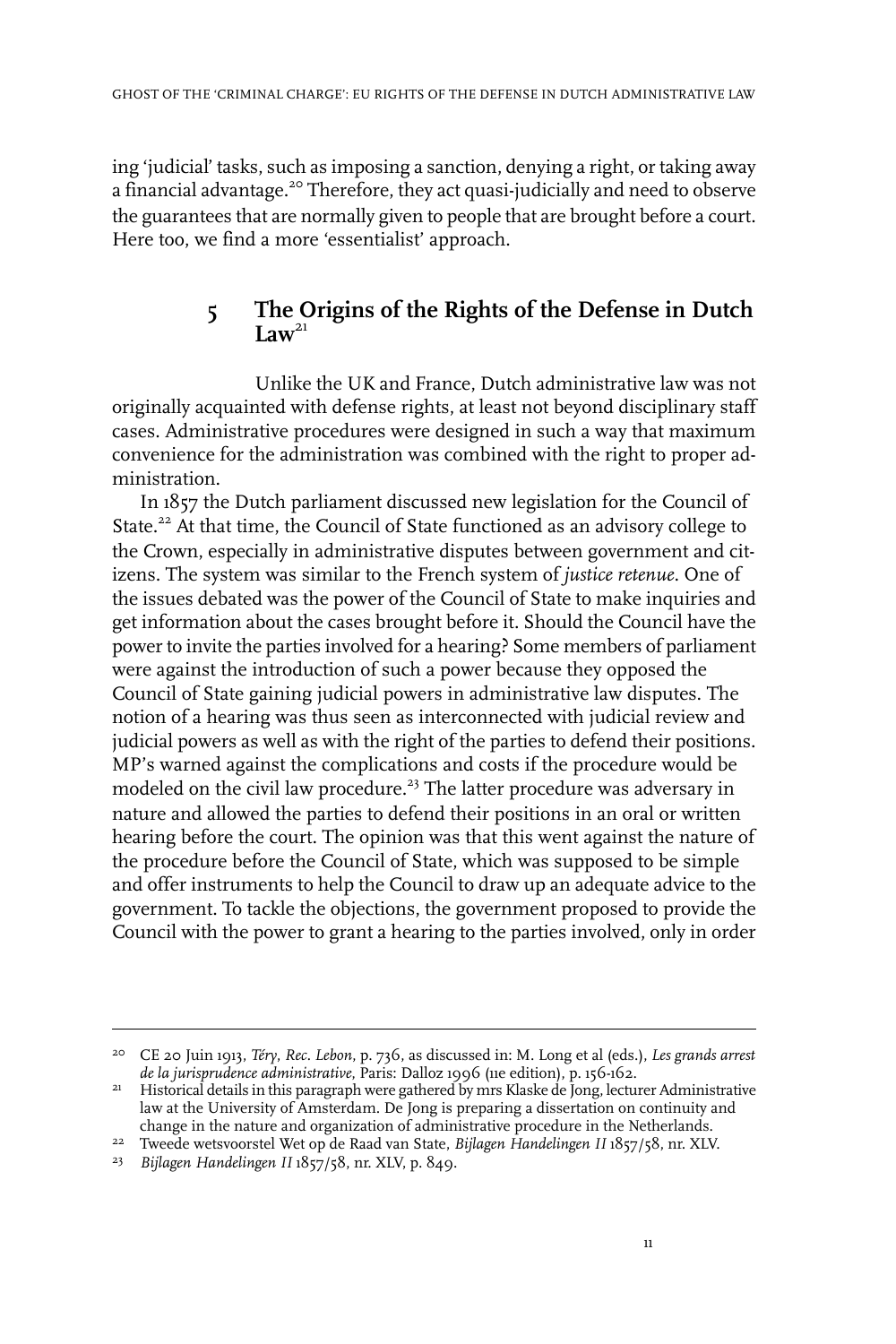ing 'judicial' tasks, such as imposing a sanction, denying a right, or taking away a financial advantage.[20] Therefore, they act quasi-judicially and need to observe the guarantees that are normally given to people that are brought before a court. Here too, we find a more 'essentialist' approach.

## 5 The Origins of the Rights of the Defense in Dutch Law[21]

Unlike the UK and France, Dutch administrative law was not originally acquainted with defense rights, at least not beyond disciplinary staff cases. Administrative procedures were designed in such a way that maximum convenience for the administration was combined with the right to proper administration.

In 1857 the Dutch parliament discussed new legislation for the Council of State.[22] At that time, the Council of State functioned as an advisory college to the Crown, especially in administrative disputes between government and citizens. The system was similar to the French system of *justice retenue*. One of the issues debated was the power of the Council of State to make inquiries and get information about the cases brought before it. Should the Council have the power to invite the parties involved for a hearing? Some members of parliament were against the introduction of such a power because they opposed the Council of State gaining judicial powers in administrative law disputes. The notion of a hearing was thus seen as interconnected with judicial review and judicial powers as well as with the right of the parties to defend their positions. MP's warned against the complications and costs if the procedure would be modeled on the civil law procedure.[23] The latter procedure was adversary in nature and allowed the parties to defend their positions in an oral or written hearing before the court. The opinion was that this went against the nature of the procedure before the Council of State, which was supposed to be simple and offer instruments to help the Council to draw up an adequate advice to the government. To tackle the objections, the government proposed to provide the Council with the power to grant a hearing to the parties involved, only in order

---

20 CE 20 Juin 1913, *Téry, Rec. Lebon*, p. 736, as discussed in: M. Long et al (eds.), *Les grands arrest de la jurisprudence administrative*, Paris: Dalloz 1996 (11e edition), p. 156-162.

21 Historical details in this paragraph were gathered by mrs Klaske de Jong, lecturer Administrative law at the University of Amsterdam. De Jong is preparing a dissertation on continuity and change in the nature and organization of administrative procedure in the Netherlands.

22 Tweede wetsvoorstel Wet op de Raad van State, *Bijlagen Handelingen II* 1857/58, nr. XLV.

23 *Bijlagen Handelingen II* 1857/58, nr. XLV, p. 849.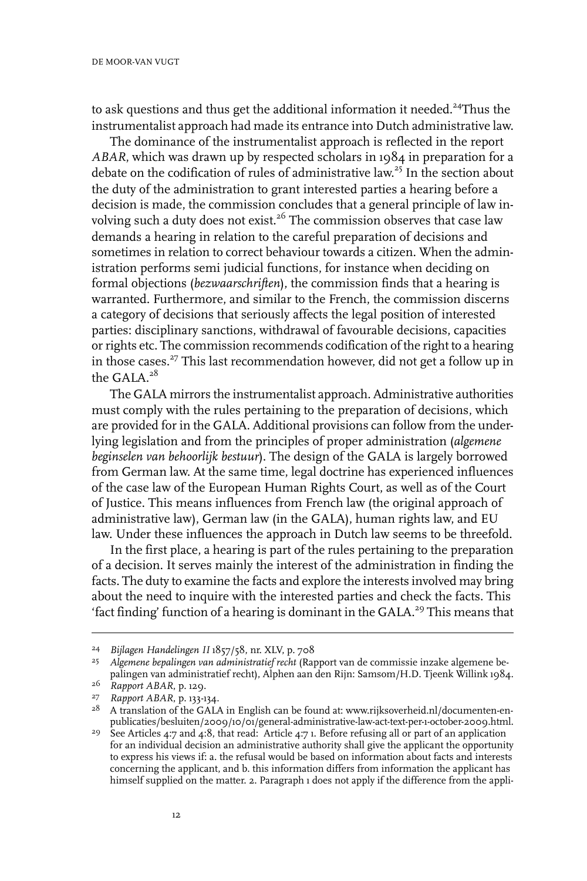to ask questions and thus get the additional information it needed.[24] Thus the instrumentalist approach had made its entrance into Dutch administrative law.

The dominance of the instrumentalist approach is reflected in the report *ABAR*, which was drawn up by respected scholars in 1984 in preparation for a debate on the codification of rules of administrative law.[25] In the section about the duty of the administration to grant interested parties a hearing before a decision is made, the commission concludes that a general principle of law involving such a duty does not exist.[26] The commission observes that case law demands a hearing in relation to the careful preparation of decisions and sometimes in relation to correct behaviour towards a citizen. When the administration performs semi judicial functions, for instance when deciding on formal objections (*bezwaarschriften*), the commission finds that a hearing is warranted. Furthermore, and similar to the French, the commission discerns a category of decisions that seriously affects the legal position of interested parties: disciplinary sanctions, withdrawal of favourable decisions, capacities or rights etc. The commission recommends codification of the right to a hearing in those cases.[27] This last recommendation however, did not get a follow up in the GALA.[28]

The GALA mirrors the instrumentalist approach. Administrative authorities must comply with the rules pertaining to the preparation of decisions, which are provided for in the GALA. Additional provisions can follow from the underlying legislation and from the principles of proper administration (*algemene beginselen van behoorlijk bestuur*). The design of the GALA is largely borrowed from German law. At the same time, legal doctrine has experienced influences of the case law of the European Human Rights Court, as well as of the Court of Justice. This means influences from French law (the original approach of administrative law), German law (in the GALA), human rights law, and EU law. Under these influences the approach in Dutch law seems to be threefold.

In the first place, a hearing is part of the rules pertaining to the preparation of a decision. It serves mainly the interest of the administration in finding the facts. The duty to examine the facts and explore the interests involved may bring about the need to inquire with the interested parties and check the facts. This 'fact finding' function of a hearing is dominant in the GALA.[29] This means that

---

24 *Bijlagen Handelingen II* 1857/58, nr. XLV, p. 708

25 *Algemene bepalingen van administratief recht* (Rapport van de commissie inzake algemene bepalingen van administratief recht), Alphen aan den Rijn: Samsom/H.D. Tjeenk Willink 1984.

26 *Rapport ABAR*, p. 129.

27 *Rapport ABAR*, p. 133-134.

28 A translation of the GALA in English can be found at: www.rijksoverheid.nl/documenten-en-publicaties/besluiten/2009/10/01/general-administrative-law-act-text-per-1-october-2009.html.

29 See Articles 4:7 and 4:8, that read: Article 4:7 1. Before refusing all or part of an application for an individual decision an administrative authority shall give the applicant the opportunity to express his views if: a. the refusal would be based on information about facts and interests concerning the applicant, and b. this information differs from information the applicant has himself supplied on the matter. 2. Paragraph 1 does not apply if the difference from the appli-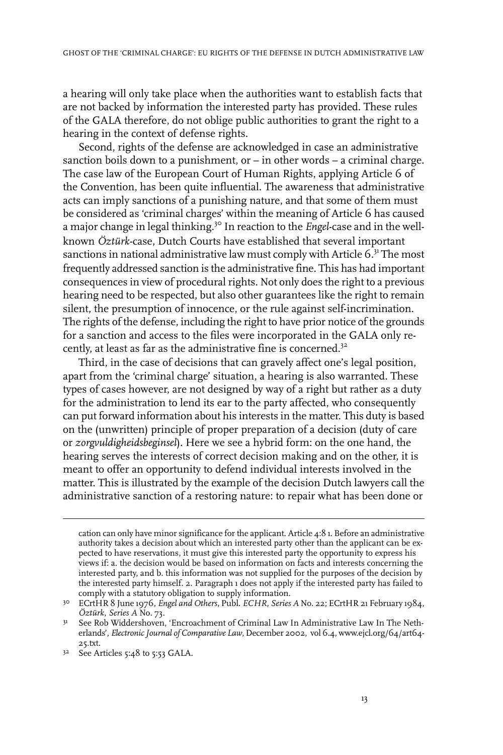a hearing will only take place when the authorities want to establish facts that are not backed by information the interested party has provided. These rules of the GALA therefore, do not oblige public authorities to grant the right to a hearing in the context of defense rights.

Second, rights of the defense are acknowledged in case an administrative sanction boils down to a punishment, or – in other words – a criminal charge. The case law of the European Court of Human Rights, applying Article 6 of the Convention, has been quite influential. The awareness that administrative acts can imply sanctions of a punishing nature, and that some of them must be considered as 'criminal charges' within the meaning of Article 6 has caused a major change in legal thinking.[30] In reaction to the *Engel*-case and in the well-known *Öztürk*-case, Dutch Courts have established that several important sanctions in national administrative law must comply with Article 6.[31] The most frequently addressed sanction is the administrative fine. This has had important consequences in view of procedural rights. Not only does the right to a previous hearing need to be respected, but also other guarantees like the right to remain silent, the presumption of innocence, or the rule against self-incrimination. The rights of the defense, including the right to have prior notice of the grounds for a sanction and access to the files were incorporated in the GALA only recently, at least as far as the administrative fine is concerned.[32]

Third, in the case of decisions that can gravely affect one's legal position, apart from the 'criminal charge' situation, a hearing is also warranted. These types of cases however, are not designed by way of a right but rather as a duty for the administration to lend its ear to the party affected, who consequently can put forward information about his interests in the matter. This duty is based on the (unwritten) principle of proper preparation of a decision (duty of care or *zorgvuldigheidsbeginsel*). Here we see a hybrid form: on the one hand, the hearing serves the interests of correct decision making and on the other, it is meant to offer an opportunity to defend individual interests involved in the matter. This is illustrated by the example of the decision Dutch lawyers call the administrative sanction of a restoring nature: to repair what has been done or

---

cation can only have minor significance for the applicant. Article 4:8 1. Before an administrative authority takes a decision about which an interested party other than the applicant can be expected to have reservations, it must give this interested party the opportunity to express his views if: a. the decision would be based on information on facts and interests concerning the interested party, and b. this information was not supplied for the purposes of the decision by the interested party himself. 2. Paragraph 1 does not apply if the interested party has failed to comply with a statutory obligation to supply information.

30 ECrtHR 8 June 1976, *Engel and Others*, Publ. *ECHR, Series A* No. 22; ECrtHR 21 February 1984, *Öztürk*, *Series A* No. 73.

31 See Rob Widdershoven, 'Encroachment of Criminal Law In Administrative Law In The Netherlands', *Electronic Journal of Comparative Law*, December 2002, vol 6.4, www.ejcl.org/64/art64-25.txt.

32 See Articles 5:48 to 5:53 GALA.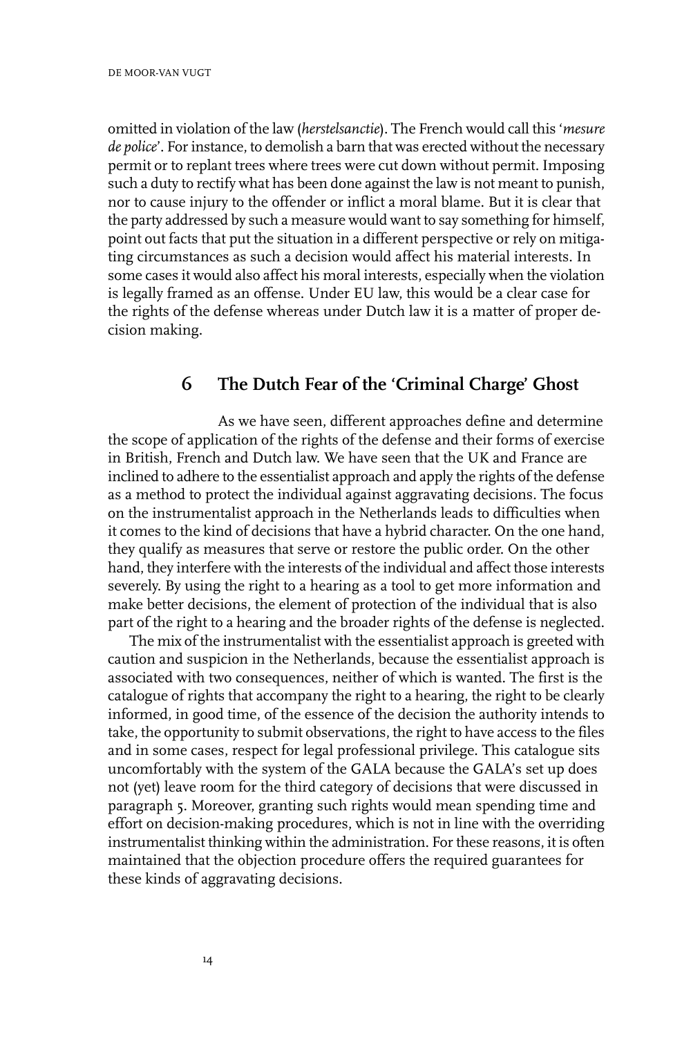omitted in violation of the law (*herstelsanctie*). The French would call this '*mesure de police*'. For instance, to demolish a barn that was erected without the necessary permit or to replant trees where trees were cut down without permit. Imposing such a duty to rectify what has been done against the law is not meant to punish, nor to cause injury to the offender or inflict a moral blame. But it is clear that the party addressed by such a measure would want to say something for himself, point out facts that put the situation in a different perspective or rely on mitigating circumstances as such a decision would affect his material interests. In some cases it would also affect his moral interests, especially when the violation is legally framed as an offense. Under EU law, this would be a clear case for the rights of the defense whereas under Dutch law it is a matter of proper decision making.

## 6 The Dutch Fear of the 'Criminal Charge' Ghost

As we have seen, different approaches define and determine the scope of application of the rights of the defense and their forms of exercise in British, French and Dutch law. We have seen that the UK and France are inclined to adhere to the essentialist approach and apply the rights of the defense as a method to protect the individual against aggravating decisions. The focus on the instrumentalist approach in the Netherlands leads to difficulties when it comes to the kind of decisions that have a hybrid character. On the one hand, they qualify as measures that serve or restore the public order. On the other hand, they interfere with the interests of the individual and affect those interests severely. By using the right to a hearing as a tool to get more information and make better decisions, the element of protection of the individual that is also part of the right to a hearing and the broader rights of the defense is neglected.

The mix of the instrumentalist with the essentialist approach is greeted with caution and suspicion in the Netherlands, because the essentialist approach is associated with two consequences, neither of which is wanted. The first is the catalogue of rights that accompany the right to a hearing, the right to be clearly informed, in good time, of the essence of the decision the authority intends to take, the opportunity to submit observations, the right to have access to the files and in some cases, respect for legal professional privilege. This catalogue sits uncomfortably with the system of the GALA because the GALA's set up does not (yet) leave room for the third category of decisions that were discussed in paragraph 5. Moreover, granting such rights would mean spending time and effort on decision-making procedures, which is not in line with the overriding instrumentalist thinking within the administration. For these reasons, it is often maintained that the objection procedure offers the required guarantees for these kinds of aggravating decisions.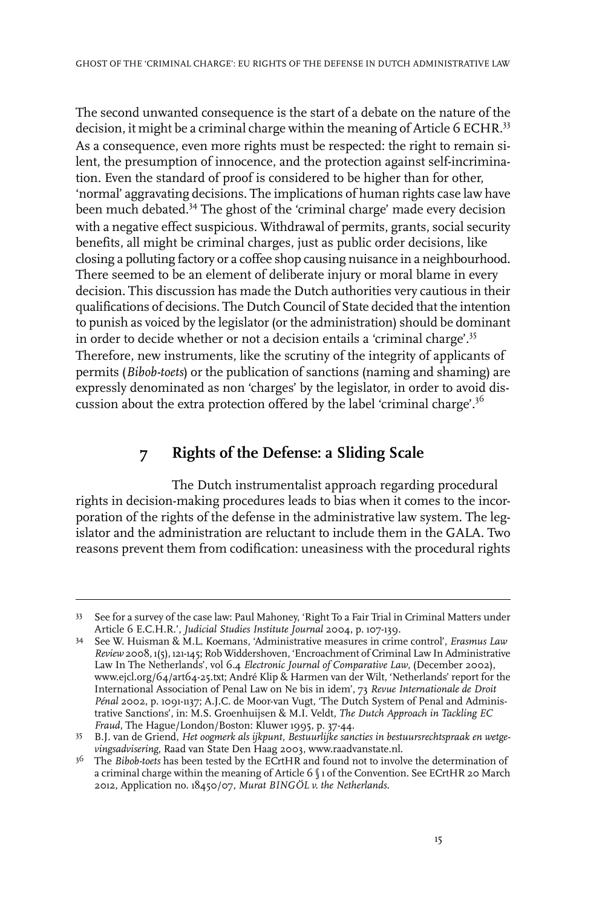The second unwanted consequence is the start of a debate on the nature of the decision, it might be a criminal charge within the meaning of Article 6 ECHR.[33] As a consequence, even more rights must be respected: the right to remain silent, the presumption of innocence, and the protection against self-incrimination. Even the standard of proof is considered to be higher than for other, 'normal' aggravating decisions. The implications of human rights case law have been much debated.[34] The ghost of the 'criminal charge' made every decision with a negative effect suspicious. Withdrawal of permits, grants, social security benefits, all might be criminal charges, just as public order decisions, like closing a polluting factory or a coffee shop causing nuisance in a neighbourhood. There seemed to be an element of deliberate injury or moral blame in every decision. This discussion has made the Dutch authorities very cautious in their qualifications of decisions. The Dutch Council of State decided that the intention to punish as voiced by the legislator (or the administration) should be dominant in order to decide whether or not a decision entails a 'criminal charge'.[35] Therefore, new instruments, like the scrutiny of the integrity of applicants of permits (*Bibob-toets*) or the publication of sanctions (naming and shaming) are expressly denominated as non 'charges' by the legislator, in order to avoid discussion about the extra protection offered by the label 'criminal charge'.[36]

## 7 Rights of the Defense: a Sliding Scale

The Dutch instrumentalist approach regarding procedural rights in decision-making procedures leads to bias when it comes to the incorporation of the rights of the defense in the administrative law system. The legislator and the administration are reluctant to include them in the GALA. Two reasons prevent them from codification: uneasiness with the procedural rights

---

33 See for a survey of the case law: Paul Mahoney, 'Right To a Fair Trial in Criminal Matters under Article 6 E.C.H.R.', *Judicial Studies Institute Journal* 2004, p. 107-139.

34 See W. Huisman & M.L. Koemans, 'Administrative measures in crime control', *Erasmus Law Review* 2008, 1(5), 121-145; Rob Widdershoven, 'Encroachment of Criminal Law In Administrative Law In The Netherlands', vol 6.4 *Electronic Journal of Comparative Law*, (December 2002), www.ejcl.org/64/art64-25.txt; André Klip & Harmen van der Wilt, 'Netherlands' report for the International Association of Penal Law on Ne bis in idem', 73 *Revue Internationale de Droit Pénal* 2002, p. 1091-1137; A.J.C. de Moor-van Vugt, 'The Dutch System of Penal and Administrative Sanctions', in: M.S. Groenhuijsen & M.I. Veldt, *The Dutch Approach in Tackling EC Fraud*, The Hague/London/Boston: Kluwer 1995, p. 37-44.

35 B.J. van de Griend, *Het oogmerk als ijkpunt, Bestuurlijke sancties in bestuursrechtspraak en wetgevingsadvisering*, Raad van State Den Haag 2003, www.raadvanstate.nl.

36 The *Bibob-toets* has been tested by the ECrtHR and found not to involve the determination of a criminal charge within the meaning of Article 6 § 1 of the Convention. See ECrtHR 20 March 2012, Application no. 18450/07, *Murat BINGÖL v. the Netherlands*.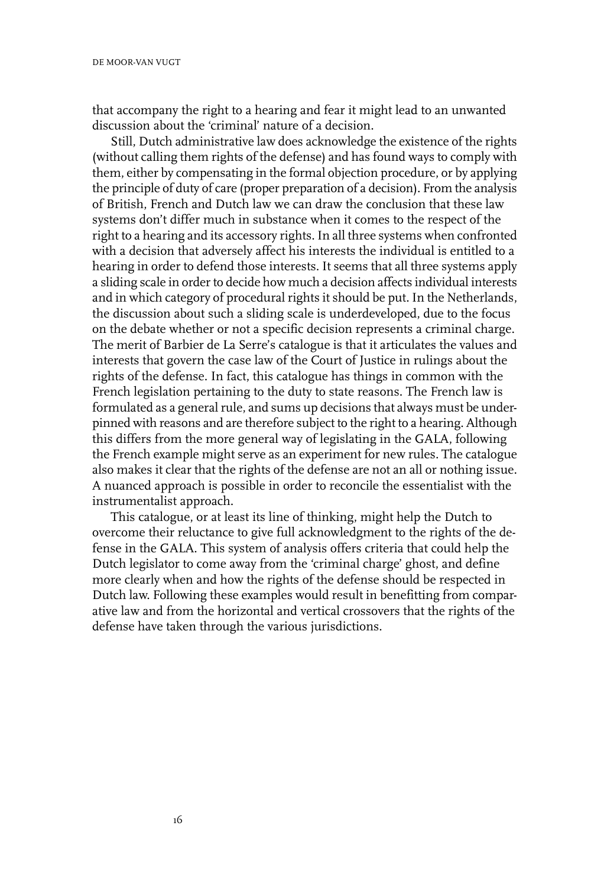that accompany the right to a hearing and fear it might lead to an unwanted discussion about the 'criminal' nature of a decision.

Still, Dutch administrative law does acknowledge the existence of the rights (without calling them rights of the defense) and has found ways to comply with them, either by compensating in the formal objection procedure, or by applying the principle of duty of care (proper preparation of a decision). From the analysis of British, French and Dutch law we can draw the conclusion that these law systems don't differ much in substance when it comes to the respect of the right to a hearing and its accessory rights. In all three systems when confronted with a decision that adversely affect his interests the individual is entitled to a hearing in order to defend those interests. It seems that all three systems apply a sliding scale in order to decide how much a decision affects individual interests and in which category of procedural rights it should be put. In the Netherlands, the discussion about such a sliding scale is underdeveloped, due to the focus on the debate whether or not a specific decision represents a criminal charge. The merit of Barbier de La Serre's catalogue is that it articulates the values and interests that govern the case law of the Court of Justice in rulings about the rights of the defense. In fact, this catalogue has things in common with the French legislation pertaining to the duty to state reasons. The French law is formulated as a general rule, and sums up decisions that always must be underpinned with reasons and are therefore subject to the right to a hearing. Although this differs from the more general way of legislating in the GALA, following the French example might serve as an experiment for new rules. The catalogue also makes it clear that the rights of the defense are not an all or nothing issue. A nuanced approach is possible in order to reconcile the essentialist with the instrumentalist approach.

This catalogue, or at least its line of thinking, might help the Dutch to overcome their reluctance to give full acknowledgment to the rights of the defense in the GALA. This system of analysis offers criteria that could help the Dutch legislator to come away from the 'criminal charge' ghost, and define more clearly when and how the rights of the defense should be respected in Dutch law. Following these examples would result in benefitting from comparative law and from the horizontal and vertical crossovers that the rights of the defense have taken through the various jurisdictions.